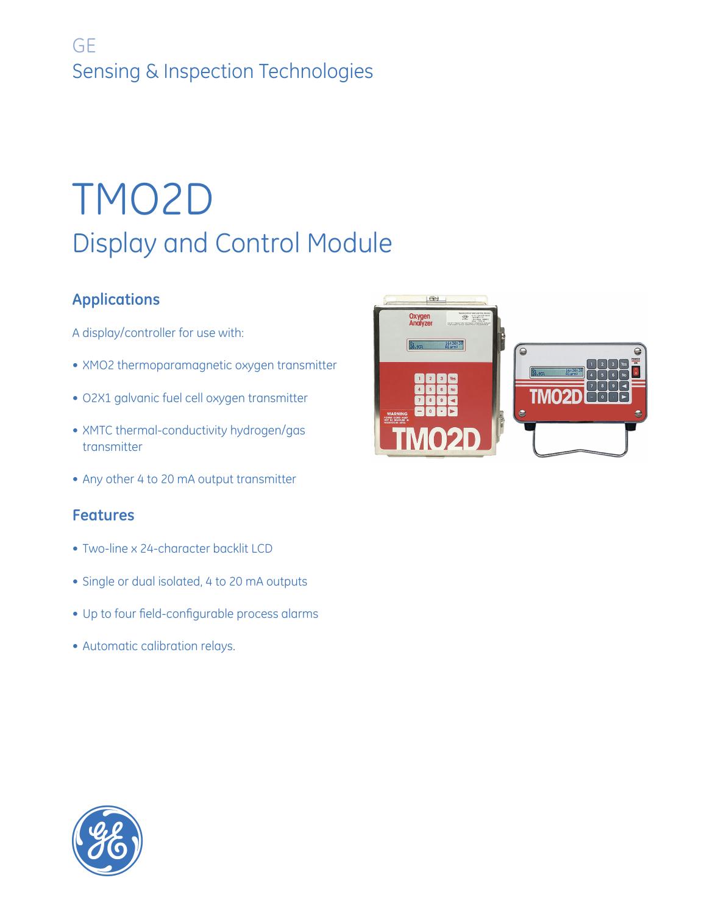GE
Sensing & Inspection Technologies

# TMO2D

## Display and Control Module

### Applications

A display/controller for use with:

- XMO2 thermoparamagnetic oxygen transmitter
- O2X1 galvanic fuel cell oxygen transmitter
- XMTC thermal-conductivity hydrogen/gas transmitter
- Any other 4 to 20 mA output transmitter

### Features

- Two-line x 24-character backlit LCD
- Single or dual isolated, 4 to 20 mA outputs
- Up to four field-configurable process alarms
- Automatic calibration relays.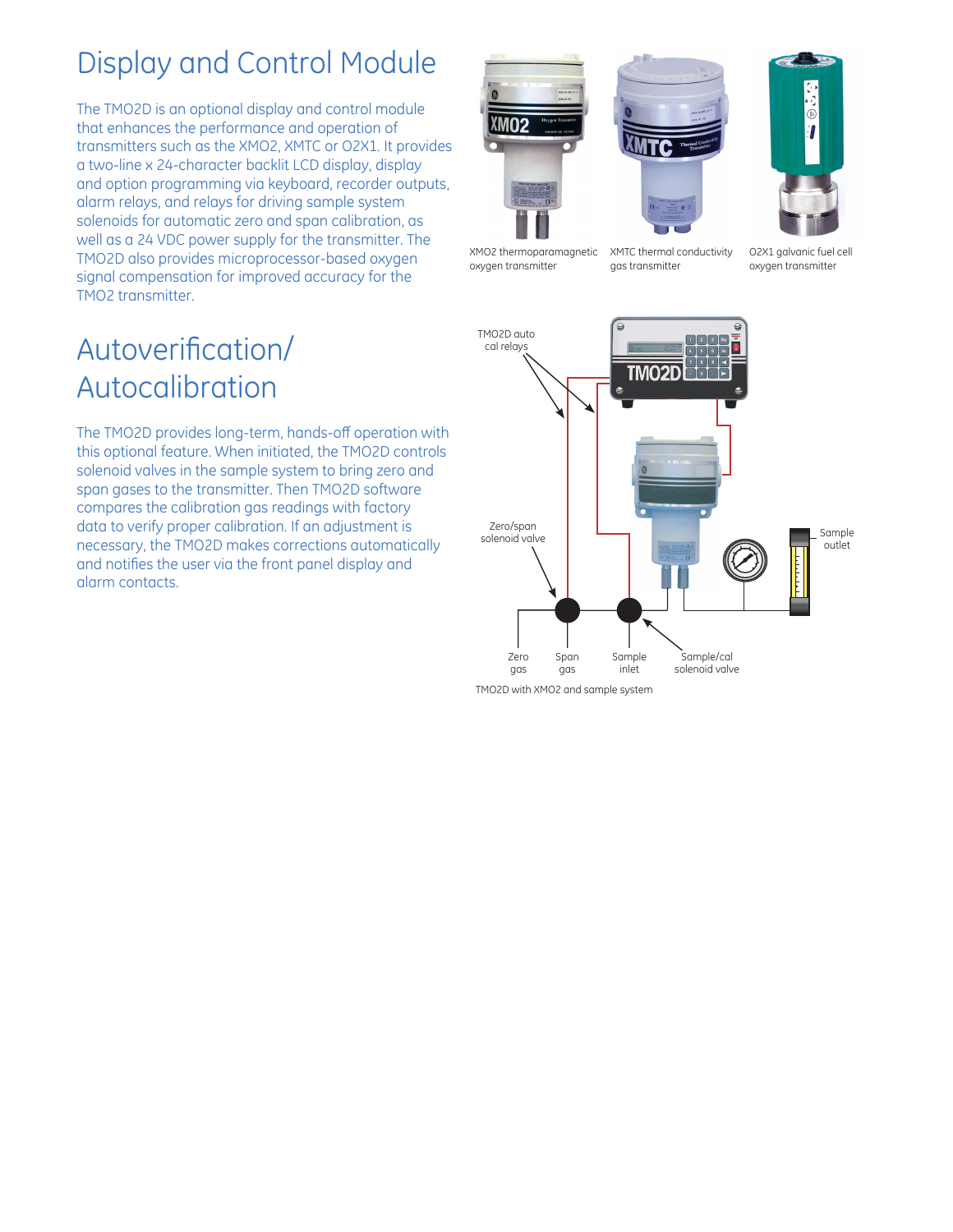# Display and Control Module

The TMO2D is an optional display and control module that enhances the performance and operation of transmitters such as the XMO2, XMTC or O2X1. It provides a two-line x 24-character backlit LCD display, display and option programming via keyboard, recorder outputs, alarm relays, and relays for driving sample system solenoids for automatic zero and span calibration, as well as a 24 VDC power supply for the transmitter. The TMO2D also provides microprocessor-based oxygen signal compensation for improved accuracy for the TMO2 transmitter.

XMO2 thermoparamagnetic oxygen transmitter

XMTC thermal conductivity gas transmitter

O2X1 galvanic fuel cell oxygen transmitter

# Autoverification/ Autocalibration

The TMO2D provides long-term, hands-off operation with this optional feature. When initiated, the TMO2D controls solenoid valves in the sample system to bring zero and span gases to the transmitter. Then TMO2D software compares the calibration gas readings with factory data to verify proper calibration. If an adjustment is necessary, the TMO2D makes corrections automatically and notifies the user via the front panel display and alarm contacts.

TMO2D auto cal relays

Zero/span solenoid valve

Sample outlet

Zero gas

Span gas

Sample inlet

Sample/cal solenoid valve

TMO2D with XMO2 and sample system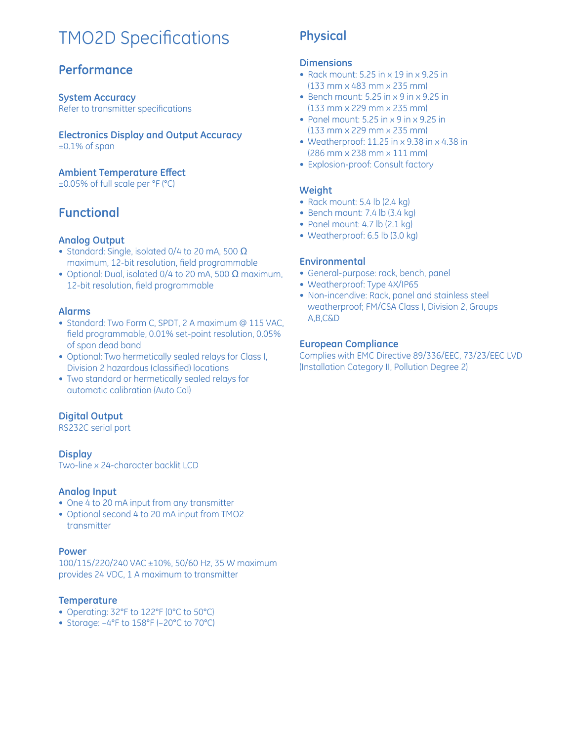# TMO2D Specifications

## Performance

### System Accuracy

Refer to transmitter specifications

### Electronics Display and Output Accuracy

±0.1% of span

### Ambient Temperature Effect

±0.05% of full scale per °F (°C)

## Functional

### Analog Output

- Standard: Single, isolated 0/4 to 20 mA, 500 Ω maximum, 12-bit resolution, field programmable
- Optional: Dual, isolated 0/4 to 20 mA, 500 Ω maximum, 12-bit resolution, field programmable

### Alarms

- Standard: Two Form C, SPDT, 2 A maximum @ 115 VAC, field programmable, 0.01% set-point resolution, 0.05% of span dead band
- Optional: Two hermetically sealed relays for Class I, Division 2 hazardous (classified) locations
- Two standard or hermetically sealed relays for automatic calibration (Auto Cal)

### Digital Output

RS232C serial port

### Display

Two-line x 24-character backlit LCD

### Analog Input

- One 4 to 20 mA input from any transmitter
- Optional second 4 to 20 mA input from TMO2 transmitter

### Power

100/115/220/240 VAC ±10%, 50/60 Hz, 35 W maximum provides 24 VDC, 1 A maximum to transmitter

### Temperature

- Operating: 32°F to 122°F (0°C to 50°C)
- Storage: –4°F to 158°F (–20°C to 70°C)

## Physical

### Dimensions

- Rack mount: 5.25 in x 19 in x 9.25 in (133 mm x 483 mm x 235 mm)
- Bench mount: 5.25 in x 9 in x 9.25 in (133 mm x 229 mm x 235 mm)
- Panel mount: 5.25 in x 9 in x 9.25 in (133 mm x 229 mm x 235 mm)
- Weatherproof: 11.25 in x 9.38 in x 4.38 in (286 mm x 238 mm x 111 mm)
- Explosion-proof: Consult factory

### Weight

- Rack mount: 5.4 lb (2.4 kg)
- Bench mount: 7.4 lb (3.4 kg)
- Panel mount: 4.7 lb (2.1 kg)
- Weatherproof: 6.5 lb (3.0 kg)

### Environmental

- General-purpose: rack, bench, panel
- Weatherproof: Type 4X/IP65
- Non-incendive: Rack, panel and stainless steel weatherproof; FM/CSA Class I, Division 2, Groups A,B,C&D

### European Compliance

Complies with EMC Directive 89/336/EEC, 73/23/EEC LVD (Installation Category II, Pollution Degree 2)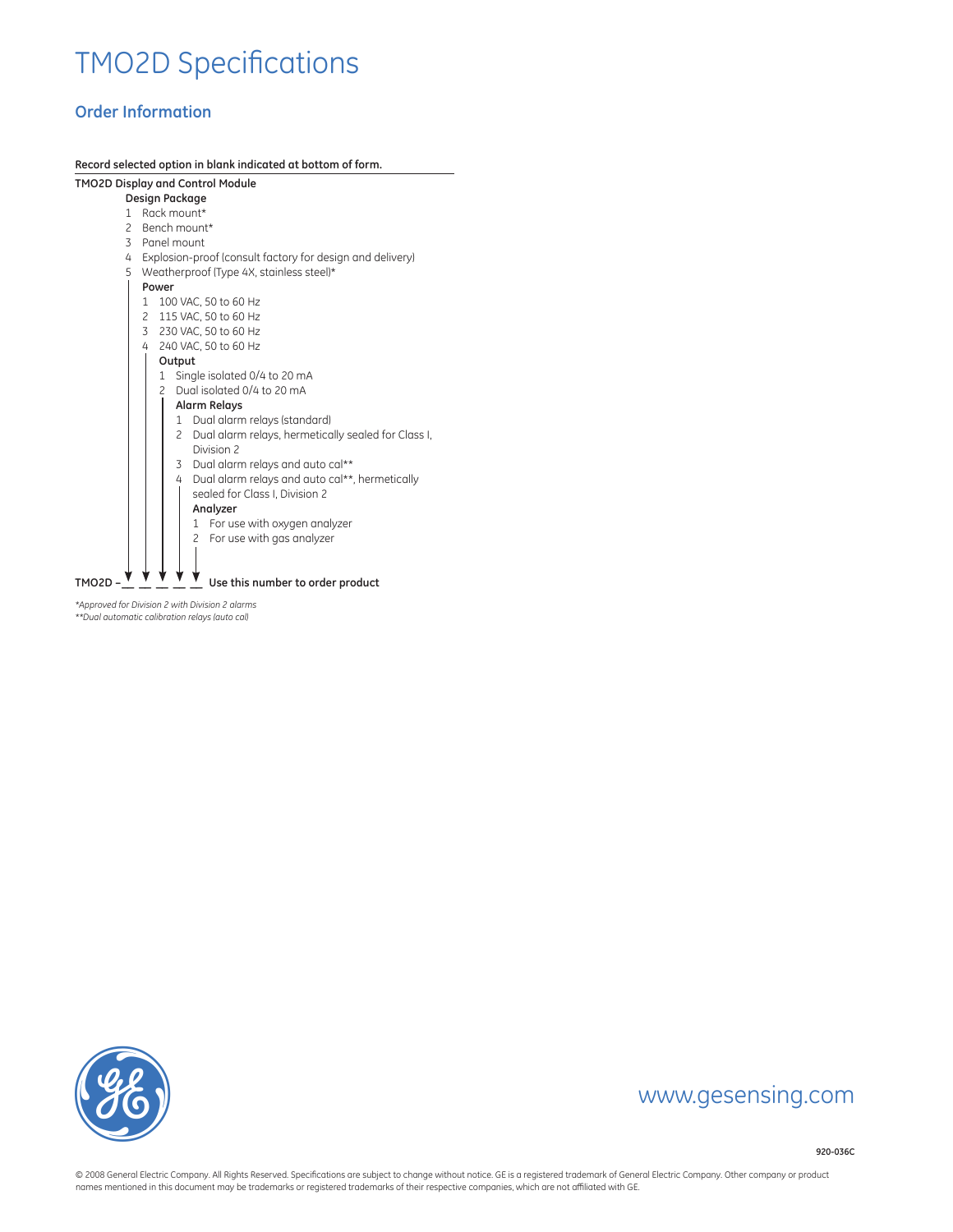# TMO2D Specifications

## Order Information

**Record selected option in blank indicated at bottom of form.**

**TMO2D Display and Control Module**

**Design Package**

1 Rack mount*
2 Bench mount*
3 Panel mount
4 Explosion-proof (consult factory for design and delivery)
5 Weatherproof (Type 4X, stainless steel)*

**Power**

1 100 VAC, 50 to 60 Hz
2 115 VAC, 50 to 60 Hz
3 230 VAC, 50 to 60 Hz
4 240 VAC, 50 to 60 Hz

**Output**

1 Single isolated 0/4 to 20 mA
2 Dual isolated 0/4 to 20 mA

**Alarm Relays**

1 Dual alarm relays (standard)
2 Dual alarm relays, hermetically sealed for Class I, Division 2
3 Dual alarm relays and auto cal**
4 Dual alarm relays and auto cal**, hermetically sealed for Class I, Division 2

**Analyzer**

1 For use with oxygen analyzer
2 For use with gas analyzer

**TMO2D – _ _ _ _ _ Use this number to order product**

*\*Approved for Division 2 with Division 2 alarms*
*\*\*Dual automatic calibration relays (auto cal)*

www.gesensing.com

920-036C

© 2008 General Electric Company. All Rights Reserved. Specifications are subject to change without notice. GE is a registered trademark of General Electric Company. Other company or product names mentioned in this document may be trademarks or registered trademarks of their respective companies, which are not affiliated with GE.